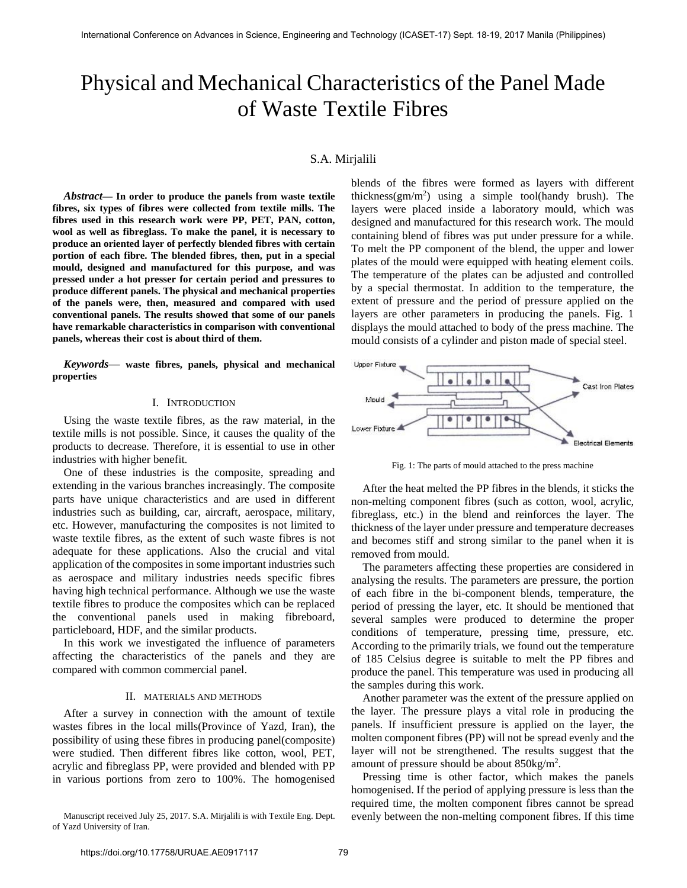# Physical and Mechanical Characteristics of the Panel Made of Waste Textile Fibres

S.A. Mirjalili

***Abstract*— In order to produce the panels from waste textile fibres, six types of fibres were collected from textile mills. The fibres used in this research work were PP, PET, PAN, cotton, wool as well as fibreglass. To make the panel, it is necessary to produce an oriented layer of perfectly blended fibres with certain portion of each fibre. The blended fibres, then, put in a special mould, designed and manufactured for this purpose, and was pressed under a hot presser for certain period and pressures to produce different panels. The physical and mechanical properties of the panels were, then, measured and compared with used conventional panels. The results showed that some of our panels have remarkable characteristics in comparison with conventional panels, whereas their cost is about third of them.**

***Keywords*— waste fibres, panels, physical and mechanical properties**

## I. Introduction

Using the waste textile fibres, as the raw material, in the textile mills is not possible. Since, it causes the quality of the products to decrease. Therefore, it is essential to use in other industries with higher benefit.

One of these industries is the composite, spreading and extending in the various branches increasingly. The composite parts have unique characteristics and are used in different industries such as building, car, aircraft, aerospace, military, etc. However, manufacturing the composites is not limited to waste textile fibres, as the extent of such waste fibres is not adequate for these applications. Also the crucial and vital application of the composites in some important industries such as aerospace and military industries needs specific fibres having high technical performance. Although we use the waste textile fibres to produce the composites which can be replaced the conventional panels used in making fibreboard, particleboard, HDF, and the similar products.

In this work we investigated the influence of parameters affecting the characteristics of the panels and they are compared with common commercial panel.

## II. Materials and Methods

After a survey in connection with the amount of textile wastes fibres in the local mills(Province of Yazd, Iran), the possibility of using these fibres in producing panel(composite) were studied. Then different fibres like cotton, wool, PET, acrylic and fibreglass PP, were provided and blended with PP in various portions from zero to 100%. The homogenised blends of the fibres were formed as layers with different thickness(gm/m$^2$) using a simple tool(handy brush). The layers were placed inside a laboratory mould, which was designed and manufactured for this research work. The mould containing blend of fibres was put under pressure for a while. To melt the PP component of the blend, the upper and lower plates of the mould were equipped with heating element coils. The temperature of the plates can be adjusted and controlled by a special thermostat. In addition to the temperature, the extent of pressure and the period of pressure applied on the layers are other parameters in producing the panels. Fig. 1 displays the mould attached to body of the press machine. The mould consists of a cylinder and piston made of special steel.

Fig. 1: The parts of mould attached to the press machine

After the heat melted the PP fibres in the blends, it sticks the non-melting component fibres (such as cotton, wool, acrylic, fibreglass, etc.) in the blend and reinforces the layer. The thickness of the layer under pressure and temperature decreases and becomes stiff and strong similar to the panel when it is removed from mould.

The parameters affecting these properties are considered in analysing the results. The parameters are pressure, the portion of each fibre in the bi-component blends, temperature, the period of pressing the layer, etc. It should be mentioned that several samples were produced to determine the proper conditions of temperature, pressing time, pressure, etc. According to the primarily trials, we found out the temperature of 185 Celsius degree is suitable to melt the PP fibres and produce the panel. This temperature was used in producing all the samples during this work.

Another parameter was the extent of the pressure applied on the layer. The pressure plays a vital role in producing the panels. If insufficient pressure is applied on the layer, the molten component fibres (PP) will not be spread evenly and the layer will not be strengthened. The results suggest that the amount of pressure should be about 850kg/m$^2$.

Pressing time is other factor, which makes the panels homogenised. If the period of applying pressure is less than the required time, the molten component fibres cannot be spread evenly between the non-melting component fibres. If this time

Manuscript received July 25, 2017. S.A. Mirjalili is with Textile Eng. Dept. of Yazd University of Iran.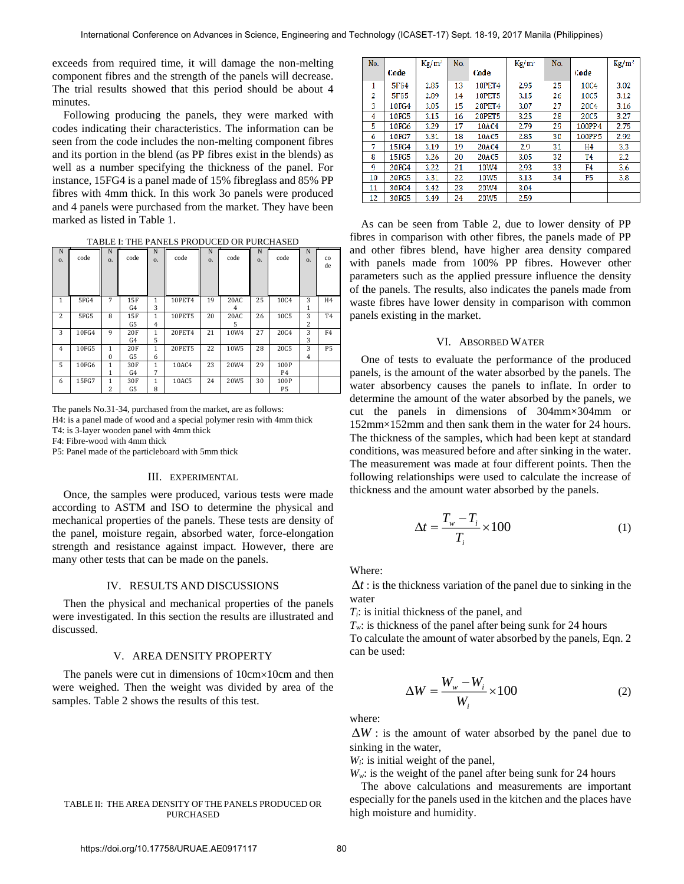exceeds from required time, it will damage the non-melting component fibres and the strength of the panels will decrease. The trial results showed that this period should be about 4 minutes.

Following producing the panels, they were marked with codes indicating their characteristics. The information can be seen from the code includes the non-melting component fibres and its portion in the blend (as PP fibres exist in the blends) as well as a number specifying the thickness of the panel. For instance, 15FG4 is a panel made of 15% fibreglass and 85% PP fibres with 4mm thick. In this work 3o panels were produced and 4 panels were purchased from the market. They have been marked as listed in Table 1.

TABLE I: THE PANELS PRODUCED OR PURCHASED

| No. | code | No. | code | No. | code | No. | code | No. | code | No. | code |
|---|---|---|---|---|---|---|---|---|---|---|---|
| 1 | 5FG4 | 7 | 15FG4 | 13 | 10PET4 | 19 | 20AC4 | 25 | 10C4 | 31 | H4 |
| 2 | 5FG5 | 8 | 15FG5 | 14 | 10PET5 | 20 | 20AC5 | 26 | 10C5 | 32 | T4 |
| 3 | 10FG4 | 9 | 20FG4 | 15 | 20PET4 | 21 | 10W4 | 27 | 20C4 | 33 | F4 |
| 4 | 10FG5 | 10 | 20FG5 | 16 | 20PET5 | 22 | 10W5 | 28 | 20C5 | 34 | P5 |
| 5 | 10FG6 | 11 | 30FG4 | 17 | 10AC4 | 23 | 20W4 | 29 | 100PP4 | | |
| 6 | 15FG7 | 12 | 30FG5 | 18 | 10AC5 | 24 | 20W5 | 30 | 100PP5 | | |

The panels No.31-34, purchased from the market, are as follows:

H4: is a panel made of wood and a special polymer resin with 4mm thick

T4: is 3-layer wooden panel with 4mm thick

F4: Fibre-wood with 4mm thick

P5: Panel made of the particleboard with 5mm thick

## III. EXPERIMENTAL

Once, the samples were produced, various tests were made according to ASTM and ISO to determine the physical and mechanical properties of the panels. These tests are density of the panel, moisture regain, absorbed water, force-elongation strength and resistance against impact. However, there are many other tests that can be made on the panels.

## IV. RESULTS AND DISCUSSIONS

Then the physical and mechanical properties of the panels were investigated. In this section the results are illustrated and discussed.

## V. AREA DENSITY PROPERTY

The panels were cut in dimensions of 10cm×10cm and then were weighed. Then the weight was divided by area of the samples. Table 2 shows the results of this test.

TABLE II: THE AREA DENSITY OF THE PANELS PRODUCED OR PURCHASED

| No. | Code | Kg/m² | No. | Code | Kg/m² | No. | Code | Kg/m² |
|---|---|---|---|---|---|---|---|---|
| 1 | 5FG4 | 2.85 | 13 | 10PET4 | 2.95 | 25 | 10C4 | 3.02 |
| 2 | 5FG5 | 2.89 | 14 | 10PET5 | 3.15 | 26 | 10C5 | 3.12 |
| 3 | 10FG4 | 3.05 | 15 | 20PET4 | 3.07 | 27 | 20C4 | 3.16 |
| 4 | 10FG5 | 3.15 | 16 | 20PET5 | 3.25 | 28 | 20C5 | 3.27 |
| 5 | 10FG6 | 3.29 | 17 | 10AC4 | 2.79 | 29 | 100PP4 | 2.75 |
| 6 | 10FG7 | 3.31 | 18 | 10AC5 | 2.85 | 30 | 100PP5 | 2.92 |
| 7 | 15FG4 | 3.19 | 19 | 20AC4 | 2.9 | 31 | H4 | 3.3 |
| 8 | 15FG5 | 3.26 | 20 | 20AC5 | 3.05 | 32 | T4 | 2.2 |
| 9 | 20FG4 | 3.22 | 21 | 10W4 | 2.93 | 33 | F4 | 3.6 |
| 10 | 20FG5 | 3.31 | 22 | 10W5 | 3.13 | 34 | P5 | 3.8 |
| 11 | 30FG4 | 3.42 | 23 | 20W4 | 3.04 | | | |
| 12 | 30FG5 | 3.49 | 24 | 20W5 | 2.59 | | | |

As can be seen from Table 2, due to lower density of PP fibres in comparison with other fibres, the panels made of PP and other fibres blend, have higher area density compared with panels made from 100% PP fibres. However other parameters such as the applied pressure influence the density of the panels. The results, also indicates the panels made from waste fibres have lower density in comparison with common panels existing in the market.

## VI. ABSORBED WATER

One of tests to evaluate the performance of the produced panels, is the amount of the water absorbed by the panels. The water absorbency causes the panels to inflate. In order to determine the amount of the water absorbed by the panels, we cut the panels in dimensions of 304mm×304mm or 152mm×152mm and then sank them in the water for 24 hours. The thickness of the samples, which had been kept at standard conditions, was measured before and after sinking in the water. The measurement was made at four different points. Then the following relationships were used to calculate the increase of thickness and the amount water absorbed by the panels.

$$\Delta t = \frac{T_w - T_i}{T_i} \times 100 \tag{1}$$

Where:

$\Delta t$ : is the thickness variation of the panel due to sinking in the water

$T_i$: is initial thickness of the panel, and

$T_w$: is thickness of the panel after being sunk for 24 hours

To calculate the amount of water absorbed by the panels, Eqn. 2 can be used:

$$\Delta W = \frac{W_w - W_i}{W_i} \times 100 \tag{2}$$

where:

$\Delta W$ : is the amount of water absorbed by the panel due to sinking in the water,

$W_i$: is initial weight of the panel,

$W_w$: is the weight of the panel after being sunk for 24 hours

The above calculations and measurements are important especially for the panels used in the kitchen and the places have high moisture and humidity.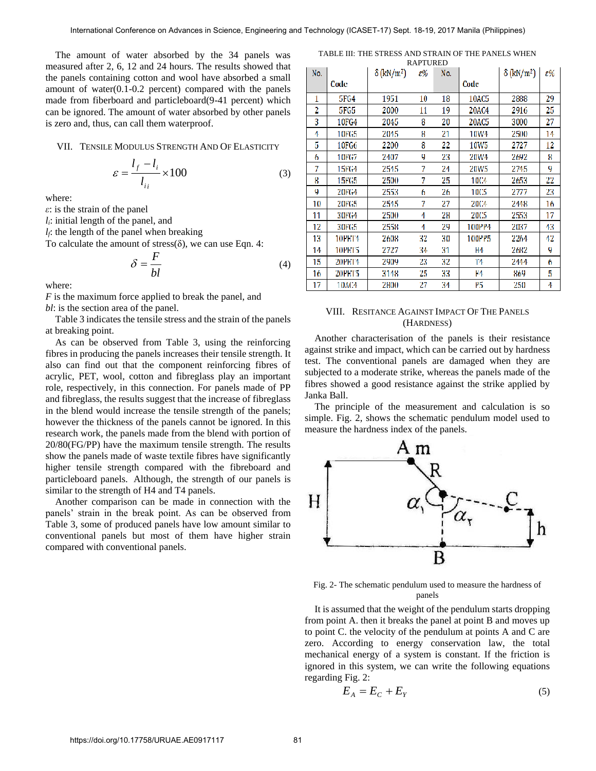The amount of water absorbed by the 34 panels was measured after 2, 6, 12 and 24 hours. The results showed that the panels containing cotton and wool have absorbed a small amount of water(0.1-0.2 percent) compared with the panels made from fiberboard and particleboard(9-41 percent) which can be ignored. The amount of water absorbed by other panels is zero and, thus, can call them waterproof.

## VII. Tensile Modulus Strength And Of Elasticity

$$\varepsilon = \frac{l_f - l_i}{l_{ii}} \times 100 \qquad (3)$$

where:

$\varepsilon$: is the strain of the panel

$l_i$: initial length of the panel, and

$l_f$: the length of the panel when breaking

To calculate the amount of stress($\delta$), we can use Eqn. 4:

$$\delta = \frac{F}{bl} \qquad (4)$$

where:

$F$ is the maximum force applied to break the panel, and

$bl$: is the section area of the panel.

Table 3 indicates the tensile stress and the strain of the panels at breaking point.

As can be observed from Table 3, using the reinforcing fibres in producing the panels increases their tensile strength. It also can find out that the component reinforcing fibres of acrylic, PET, wool, cotton and fibreglass play an important role, respectively, in this connection. For panels made of PP and fibreglass, the results suggest that the increase of fibreglass in the blend would increase the tensile strength of the panels; however the thickness of the panels cannot be ignored. In this research work, the panels made from the blend with portion of 20/80(FG/PP) have the maximum tensile strength. The results show the panels made of waste textile fibres have significantly higher tensile strength compared with the fibreboard and particleboard panels. Although, the strength of our panels is similar to the strength of H4 and T4 panels.

Another comparison can be made in connection with the panels' strain in the break point. As can be observed from Table 3, some of produced panels have low amount similar to conventional panels but most of them have higher strain compared with conventional panels.

TABLE III: THE STRESS AND STRAIN OF THE PANELS WHEN RAPTURED

| No. | Code | $\delta$ (kN/m²) | $\varepsilon$% | No. | Code | $\delta$ (kN/m²) | $\varepsilon$% |
|---|---|---|---|---|---|---|---|
| 1 | 5FG4 | 1951 | 10 | 18 | 10AC5 | 2888 | 29 |
| 2 | 5FG5 | 2000 | 11 | 19 | 20AC4 | 2916 | 25 |
| 3 | 10FG4 | 2045 | 8 | 20 | 20AC5 | 3000 | 27 |
| 4 | 10FG5 | 2045 | 8 | 21 | 10W4 | 2500 | 14 |
| 5 | 10FG6 | 2200 | 8 | 22 | 10W5 | 2727 | 12 |
| 6 | 10FG7 | 2407 | 9 | 23 | 20W4 | 2692 | 8 |
| 7 | 15FG4 | 2515 | 7 | 24 | 20W5 | 2745 | 9 |
| 8 | 15FG5 | 2500 | 7 | 25 | 10C4 | 2653 | 22 |
| 9 | 20FG4 | 2553 | 6 | 26 | 10C5 | 2777 | 23 |
| 10 | 20FG5 | 2515 | 7 | 27 | 20C4 | 2448 | 16 |
| 11 | 30FG4 | 2500 | 4 | 28 | 20C5 | 2553 | 17 |
| 12 | 30FG5 | 2558 | 4 | 29 | 100PP4 | 2037 | 43 |
| 13 | 10PET4 | 2608 | 32 | 30 | 100PP5 | 2264 | 42 |
| 14 | 10PET5 | 2727 | 34 | 31 | H4 | 2682 | 9 |
| 15 | 20PET4 | 2909 | 23 | 32 | T4 | 2444 | 6 |
| 16 | 20PET5 | 3148 | 25 | 33 | F4 | 869 | 5 |
| 17 | 10AC4 | 2800 | 27 | 34 | P5 | 250 | 4 |

## VIII. Resitance Against Impact Of The Panels (Hardness)

Another characterisation of the panels is their resistance against strike and impact, which can be carried out by hardness test. The conventional panels are damaged when they are subjected to a moderate strike, whereas the panels made of the fibres showed a good resistance against the strike applied by Janka Ball.

The principle of the measurement and calculation is so simple. Fig. 2, shows the schematic pendulum model used to measure the hardness index of the panels.

Fig. 2- The schematic pendulum used to measure the hardness of panels

It is assumed that the weight of the pendulum starts dropping from point A. then it breaks the panel at point B and moves up to point C. the velocity of the pendulum at points A and C are zero. According to energy conservation law, the total mechanical energy of a system is constant. If the friction is ignored in this system, we can write the following equations regarding Fig. 2:

$$E_A = E_C + E_Y \qquad (5)$$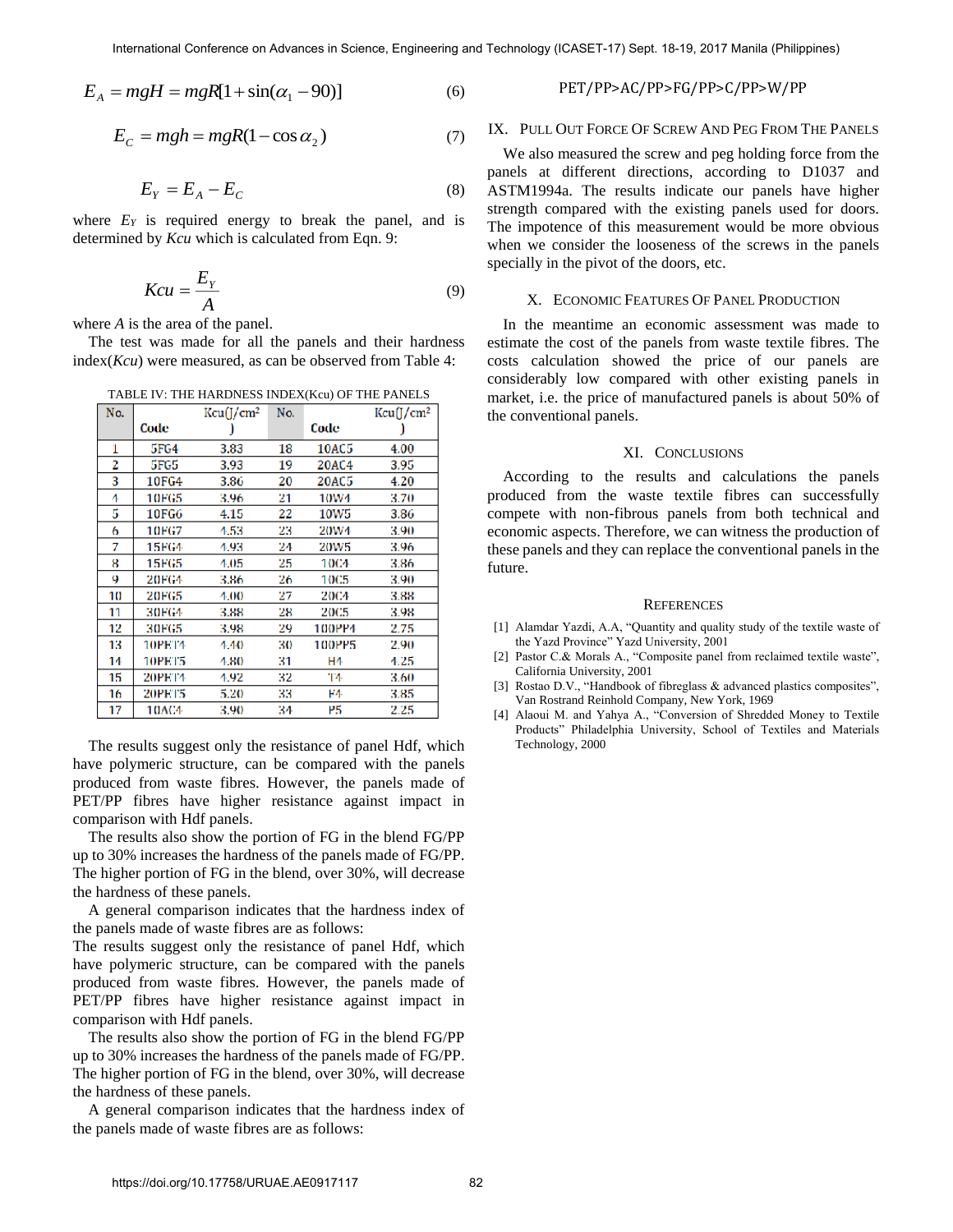$$E_A = mgH = mgR[1 + \sin(\alpha_1 - 90)] \quad (6)$$

$$E_C = mgh = mgR(1 - \cos\alpha_2) \quad (7)$$

$$E_Y = E_A - E_C \quad (8)$$

where $E_Y$ is required energy to break the panel, and is determined by *Kcu* which is calculated from Eqn. 9:

$$Kcu = \frac{E_Y}{A} \quad (9)$$

where *A* is the area of the panel.

The test was made for all the panels and their hardness index(*Kcu*) were measured, as can be observed from Table 4:

TABLE IV: THE HARDNESS INDEX(Kcu) OF THE PANELS

| No. | Code | Kcu(J/cm²) | No. | Code | Kcu(J/cm²) |
|---|---|---|---|---|---|
| 1 | 5FG4 | 3.83 | 18 | 10AC5 | 4.00 |
| 2 | 5FG5 | 3.93 | 19 | 20AC4 | 3.95 |
| 3 | 10FG4 | 3.86 | 20 | 20AC5 | 4.20 |
| 4 | 10FG5 | 3.96 | 21 | 10W4 | 3.70 |
| 5 | 10FG6 | 4.15 | 22 | 10W5 | 3.86 |
| 6 | 10FG7 | 4.53 | 23 | 20W4 | 3.90 |
| 7 | 15FG4 | 4.93 | 24 | 20W5 | 3.96 |
| 8 | 15FG5 | 4.05 | 25 | 10C4 | 3.86 |
| 9 | 20FG4 | 3.86 | 26 | 10C5 | 3.90 |
| 10 | 20FG5 | 4.00 | 27 | 20C4 | 3.88 |
| 11 | 30FG4 | 3.88 | 28 | 20C5 | 3.98 |
| 12 | 30FG5 | 3.98 | 29 | 100PP4 | 2.75 |
| 13 | 10PET4 | 4.40 | 30 | 100PP5 | 2.90 |
| 14 | 10PET5 | 4.80 | 31 | H4 | 4.25 |
| 15 | 20PET4 | 4.92 | 32 | T4 | 3.60 |
| 16 | 20PET5 | 5.20 | 33 | F4 | 3.85 |
| 17 | 10AC4 | 3.90 | 34 | P5 | 2.25 |

The results suggest only the resistance of panel Hdf, which have polymeric structure, can be compared with the panels produced from waste fibres. However, the panels made of PET/PP fibres have higher resistance against impact in comparison with Hdf panels.

The results also show the portion of FG in the blend FG/PP up to 30% increases the hardness of the panels made of FG/PP. The higher portion of FG in the blend, over 30%, will decrease the hardness of these panels.

A general comparison indicates that the hardness index of the panels made of waste fibres are as follows:

The results suggest only the resistance of panel Hdf, which have polymeric structure, can be compared with the panels produced from waste fibres. However, the panels made of PET/PP fibres have higher resistance against impact in comparison with Hdf panels.

The results also show the portion of FG in the blend FG/PP up to 30% increases the hardness of the panels made of FG/PP. The higher portion of FG in the blend, over 30%, will decrease the hardness of these panels.

A general comparison indicates that the hardness index of the panels made of waste fibres are as follows:

PET/PP>AC/PP>FG/PP>C/PP>W/PP

## IX. Pull Out Force Of Screw And Peg From The Panels

We also measured the screw and peg holding force from the panels at different directions, according to D1037 and ASTM1994a. The results indicate our panels have higher strength compared with the existing panels used for doors. The impotence of this measurement would be more obvious when we consider the looseness of the screws in the panels specially in the pivot of the doors, etc.

## X. Economic Features Of Panel Production

In the meantime an economic assessment was made to estimate the cost of the panels from waste textile fibres. The costs calculation showed the price of our panels are considerably low compared with other existing panels in market, i.e. the price of manufactured panels is about 50% of the conventional panels.

## XI. Conclusions

According to the results and calculations the panels produced from the waste textile fibres can successfully compete with non-fibrous panels from both technical and economic aspects. Therefore, we can witness the production of these panels and they can replace the conventional panels in the future.

## References

[1] Alamdar Yazdi, A.A, "Quantity and quality study of the textile waste of the Yazd Province" Yazd University, 2001

[2] Pastor C.& Morals A., "Composite panel from reclaimed textile waste", California University, 2001

[3] Rostao D.V., "Handbook of fibreglass & advanced plastics composites", Van Rostrand Reinhold Company, New York, 1969

[4] Alaoui M. and Yahya A., "Conversion of Shredded Money to Textile Products" Philadelphia University, School of Textiles and Materials Technology, 2000